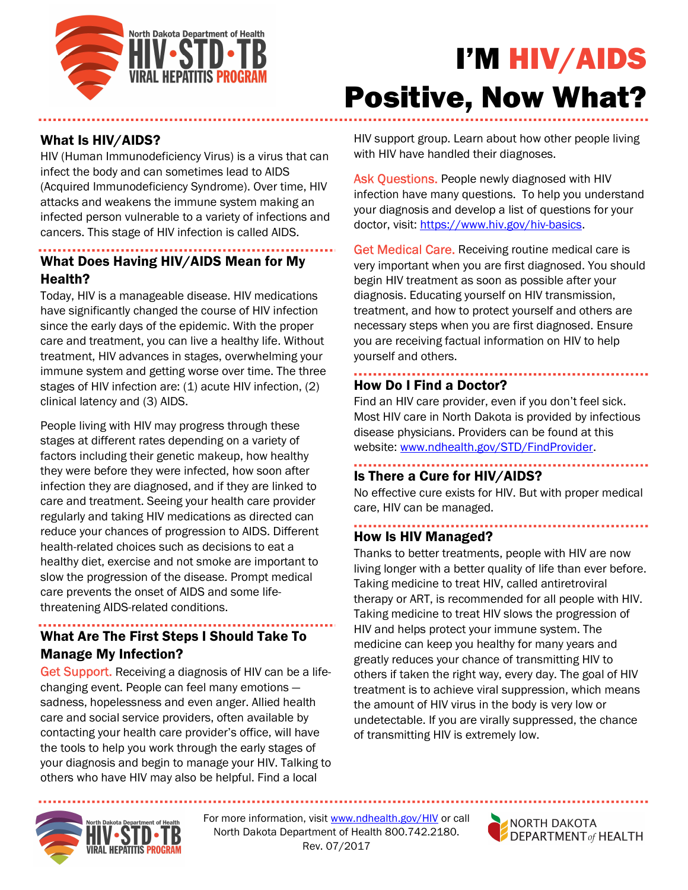# I'M HIV/AIDS Positive, Now What?

## What Is HIV/AIDS?

HIV (Human Immunodeficiency Virus) is a virus that can infect the body and can sometimes lead to AIDS (Acquired Immunodeficiency Syndrome). Over time, HIV attacks and weakens the immune system making an infected person vulnerable to a variety of infections and cancers. This stage of HIV infection is called AIDS.

## What Does Having HIV/AIDS Mean for My Health?

Today, HIV is a manageable disease. HIV medications have significantly changed the course of HIV infection since the early days of the epidemic. With the proper care and treatment, you can live a healthy life. Without treatment, HIV advances in stages, overwhelming your immune system and getting worse over time. The three stages of HIV infection are: (1) acute HIV infection, (2) clinical latency and (3) AIDS.

People living with HIV may progress through these stages at different rates depending on a variety of factors including their genetic makeup, how healthy they were before they were infected, how soon after infection they are diagnosed, and if they are linked to care and treatment. Seeing your health care provider regularly and taking HIV medications as directed can reduce your chances of progression to AIDS. Different health-related choices such as decisions to eat a healthy diet, exercise and not smoke are important to slow the progression of the disease. Prompt medical care prevents the onset of AIDS and some life-threatening AIDS-related conditions.

## What Are The First Steps I Should Take To Manage My Infection?

**Get Support.** Receiving a diagnosis of HIV can be a life-changing event. People can feel many emotions — sadness, hopelessness and even anger. Allied health care and social service providers, often available by contacting your health care provider's office, will have the tools to help you work through the early stages of your diagnosis and begin to manage your HIV. Talking to others who have HIV may also be helpful. Find a local HIV support group. Learn about how other people living with HIV have handled their diagnoses.

**Ask Questions.** People newly diagnosed with HIV infection have many questions. To help you understand your diagnosis and develop a list of questions for your doctor, visit: https://www.hiv.gov/hiv-basics.

**Get Medical Care.** Receiving routine medical care is very important when you are first diagnosed. You should begin HIV treatment as soon as possible after your diagnosis. Educating yourself on HIV transmission, treatment, and how to protect yourself and others are necessary steps when you are first diagnosed. Ensure you are receiving factual information on HIV to help yourself and others.

## How Do I Find a Doctor?

Find an HIV care provider, even if you don't feel sick. Most HIV care in North Dakota is provided by infectious disease physicians. Providers can be found at this website: www.ndhealth.gov/STD/FindProvider.

## Is There a Cure for HIV/AIDS?

No effective cure exists for HIV. But with proper medical care, HIV can be managed.

## How Is HIV Managed?

Thanks to better treatments, people with HIV are now living longer with a better quality of life than ever before. Taking medicine to treat HIV, called antiretroviral therapy or ART, is recommended for all people with HIV. Taking medicine to treat HIV slows the progression of HIV and helps protect your immune system. The medicine can keep you healthy for many years and greatly reduces your chance of transmitting HIV to others if taken the right way, every day. The goal of HIV treatment is to achieve viral suppression, which means the amount of HIV virus in the body is very low or undetectable. If you are virally suppressed, the chance of transmitting HIV is extremely low.

For more information, visit www.ndhealth.gov/HIV or call North Dakota Department of Health 800.742.2180.
Rev. 07/2017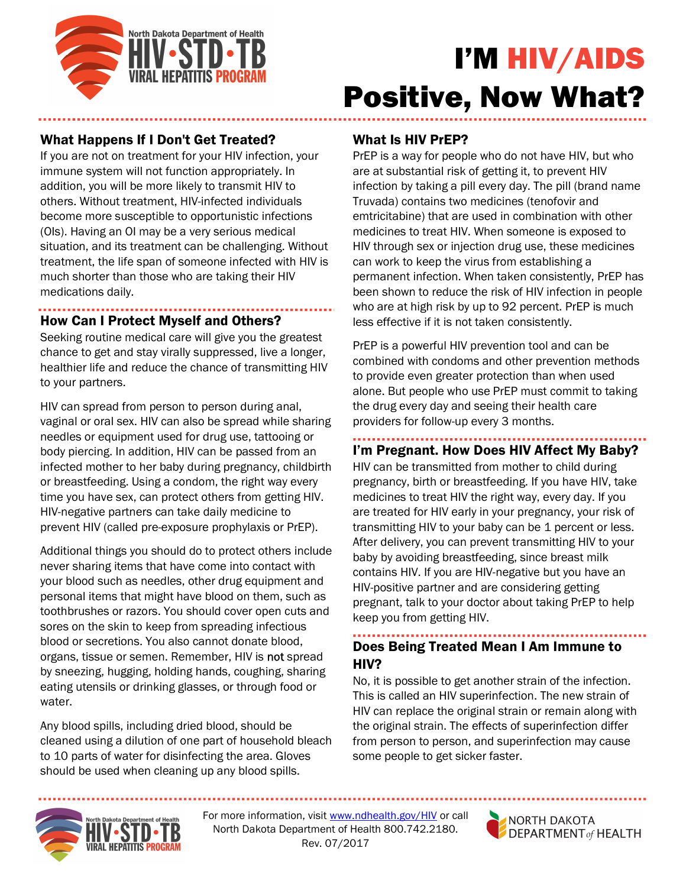# I'M HIV/AIDS Positive, Now What?

## What Happens If I Don't Get Treated?

If you are not on treatment for your HIV infection, your immune system will not function appropriately. In addition, you will be more likely to transmit HIV to others. Without treatment, HIV-infected individuals become more susceptible to opportunistic infections (OIs). Having an OI may be a very serious medical situation, and its treatment can be challenging. Without treatment, the life span of someone infected with HIV is much shorter than those who are taking their HIV medications daily.

## How Can I Protect Myself and Others?

Seeking routine medical care will give you the greatest chance to get and stay virally suppressed, live a longer, healthier life and reduce the chance of transmitting HIV to your partners.

HIV can spread from person to person during anal, vaginal or oral sex. HIV can also be spread while sharing needles or equipment used for drug use, tattooing or body piercing. In addition, HIV can be passed from an infected mother to her baby during pregnancy, childbirth or breastfeeding. Using a condom, the right way every time you have sex, can protect others from getting HIV. HIV-negative partners can take daily medicine to prevent HIV (called pre-exposure prophylaxis or PrEP).

Additional things you should do to protect others include never sharing items that have come into contact with your blood such as needles, other drug equipment and personal items that might have blood on them, such as toothbrushes or razors. You should cover open cuts and sores on the skin to keep from spreading infectious blood or secretions. You also cannot donate blood, organs, tissue or semen. Remember, HIV is **not** spread by sneezing, hugging, holding hands, coughing, sharing eating utensils or drinking glasses, or through food or water.

Any blood spills, including dried blood, should be cleaned using a dilution of one part of household bleach to 10 parts of water for disinfecting the area. Gloves should be used when cleaning up any blood spills.

## What Is HIV PrEP?

PrEP is a way for people who do not have HIV, but who are at substantial risk of getting it, to prevent HIV infection by taking a pill every day. The pill (brand name Truvada) contains two medicines (tenofovir and emtricitabine) that are used in combination with other medicines to treat HIV. When someone is exposed to HIV through sex or injection drug use, these medicines can work to keep the virus from establishing a permanent infection. When taken consistently, PrEP has been shown to reduce the risk of HIV infection in people who are at high risk by up to 92 percent. PrEP is much less effective if it is not taken consistently.

PrEP is a powerful HIV prevention tool and can be combined with condoms and other prevention methods to provide even greater protection than when used alone. But people who use PrEP must commit to taking the drug every day and seeing their health care providers for follow-up every 3 months.

## I'm Pregnant. How Does HIV Affect My Baby?

HIV can be transmitted from mother to child during pregnancy, birth or breastfeeding. If you have HIV, take medicines to treat HIV the right way, every day. If you are treated for HIV early in your pregnancy, your risk of transmitting HIV to your baby can be 1 percent or less. After delivery, you can prevent transmitting HIV to your baby by avoiding breastfeeding, since breast milk contains HIV. If you are HIV-negative but you have an HIV-positive partner and are considering getting pregnant, talk to your doctor about taking PrEP to help keep you from getting HIV.

## Does Being Treated Mean I Am Immune to HIV?

No, it is possible to get another strain of the infection. This is called an HIV superinfection. The new strain of HIV can replace the original strain or remain along with the original strain. The effects of superinfection differ from person to person, and superinfection may cause some people to get sicker faster.

For more information, visit www.ndhealth.gov/HIV or call North Dakota Department of Health 800.742.2180.
Rev. 07/2017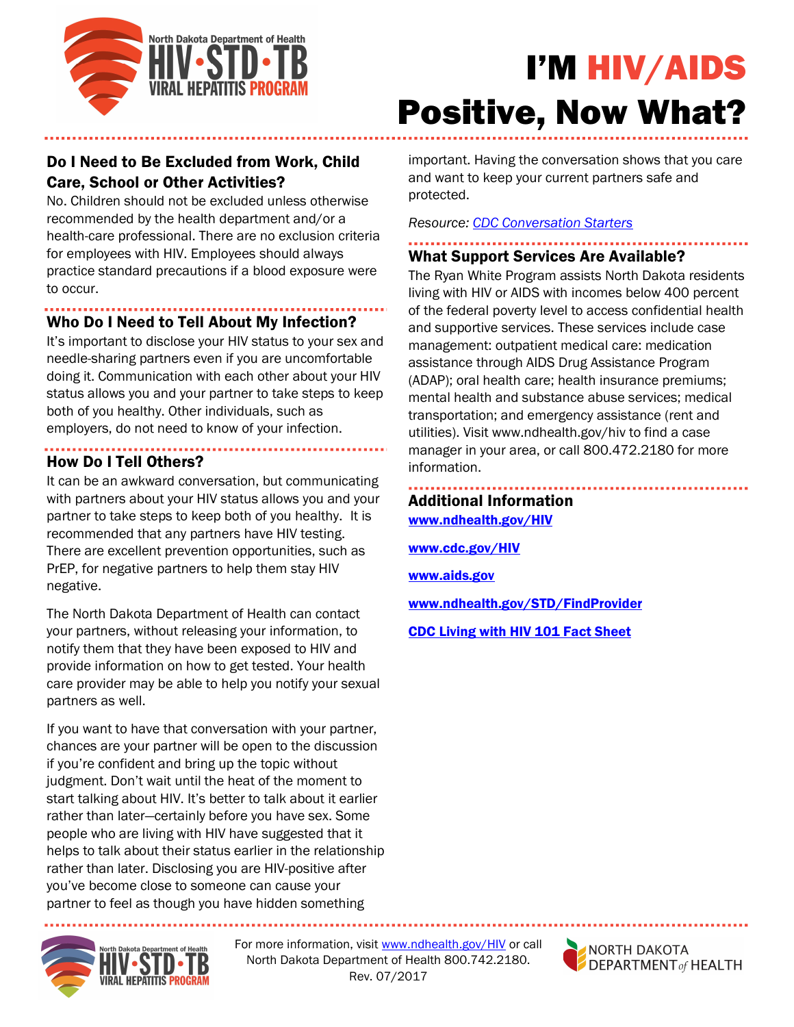# I'M HIV/AIDS Positive, Now What?

## Do I Need to Be Excluded from Work, Child Care, School or Other Activities?

No. Children should not be excluded unless otherwise recommended by the health department and/or a health-care professional. There are no exclusion criteria for employees with HIV. Employees should always practice standard precautions if a blood exposure were to occur.

## Who Do I Need to Tell About My Infection?

It's important to disclose your HIV status to your sex and needle-sharing partners even if you are uncomfortable doing it. Communication with each other about your HIV status allows you and your partner to take steps to keep both of you healthy. Other individuals, such as employers, do not need to know of your infection.

## How Do I Tell Others?

It can be an awkward conversation, but communicating with partners about your HIV status allows you and your partner to take steps to keep both of you healthy. It is recommended that any partners have HIV testing. There are excellent prevention opportunities, such as PrEP, for negative partners to help them stay HIV negative.

The North Dakota Department of Health can contact your partners, without releasing your information, to notify them that they have been exposed to HIV and provide information on how to get tested. Your health care provider may be able to help you notify your sexual partners as well.

If you want to have that conversation with your partner, chances are your partner will be open to the discussion if you're confident and bring up the topic without judgment. Don't wait until the heat of the moment to start talking about HIV. It's better to talk about it earlier rather than later—certainly before you have sex. Some people who are living with HIV have suggested that it helps to talk about their status earlier in the relationship rather than later. Disclosing you are HIV-positive after you've become close to someone can cause your partner to feel as though you have hidden something important. Having the conversation shows that you care and want to keep your current partners safe and protected.

*Resource:* *CDC Conversation Starters*

## What Support Services Are Available?

The Ryan White Program assists North Dakota residents living with HIV or AIDS with incomes below 400 percent of the federal poverty level to access confidential health and supportive services. These services include case management: outpatient medical care: medication assistance through AIDS Drug Assistance Program (ADAP); oral health care; health insurance premiums; mental health and substance abuse services; medical transportation; and emergency assistance (rent and utilities). Visit www.ndhealth.gov/hiv to find a case manager in your area, or call 800.472.2180 for more information.

## Additional Information

**www.ndhealth.gov/HIV**

**www.cdc.gov/HIV**

**www.aids.gov**

**www.ndhealth.gov/STD/FindProvider**

**CDC Living with HIV 101 Fact Sheet**

For more information, visit www.ndhealth.gov/HIV or call North Dakota Department of Health 800.742.2180.
Rev. 07/2017